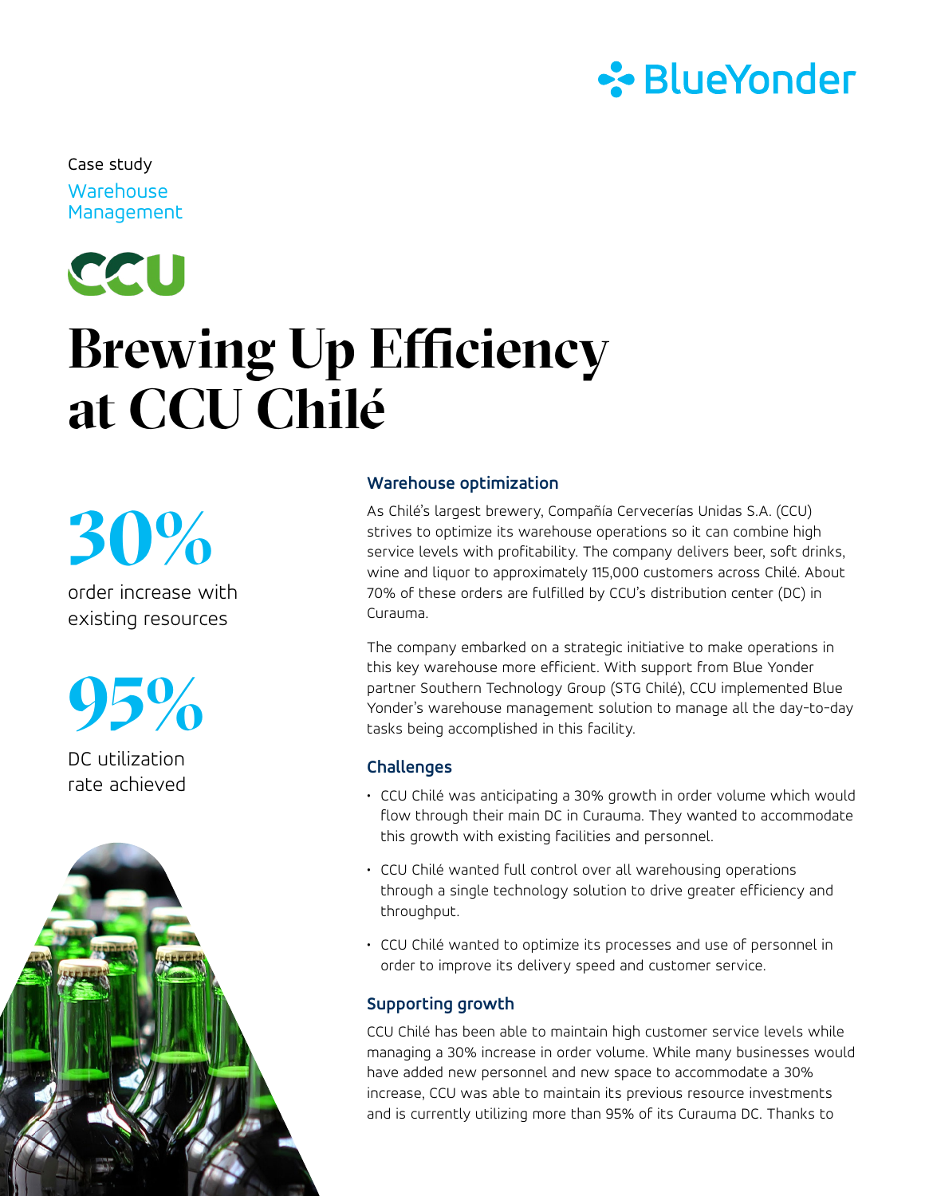Case study

Warehouse Management

# Brewing Up Efficiency at CCU Chilé

**30%**

order increase with existing resources

**95%**

DC utilization rate achieved

## Warehouse optimization

As Chilé's largest brewery, Compañía Cervecerías Unidas S.A. (CCU) strives to optimize its warehouse operations so it can combine high service levels with profitability. The company delivers beer, soft drinks, wine and liquor to approximately 115,000 customers across Chilé. About 70% of these orders are fulfilled by CCU's distribution center (DC) in Curauma.

The company embarked on a strategic initiative to make operations in this key warehouse more efficient. With support from Blue Yonder partner Southern Technology Group (STG Chilé), CCU implemented Blue Yonder's warehouse management solution to manage all the day-to-day tasks being accomplished in this facility.

## Challenges

- CCU Chilé was anticipating a 30% growth in order volume which would flow through their main DC in Curauma. They wanted to accommodate this growth with existing facilities and personnel.
- CCU Chilé wanted full control over all warehousing operations through a single technology solution to drive greater efficiency and throughput.
- CCU Chilé wanted to optimize its processes and use of personnel in order to improve its delivery speed and customer service.

## Supporting growth

CCU Chilé has been able to maintain high customer service levels while managing a 30% increase in order volume. While many businesses would have added new personnel and new space to accommodate a 30% increase, CCU was able to maintain its previous resource investments and is currently utilizing more than 95% of its Curauma DC. Thanks to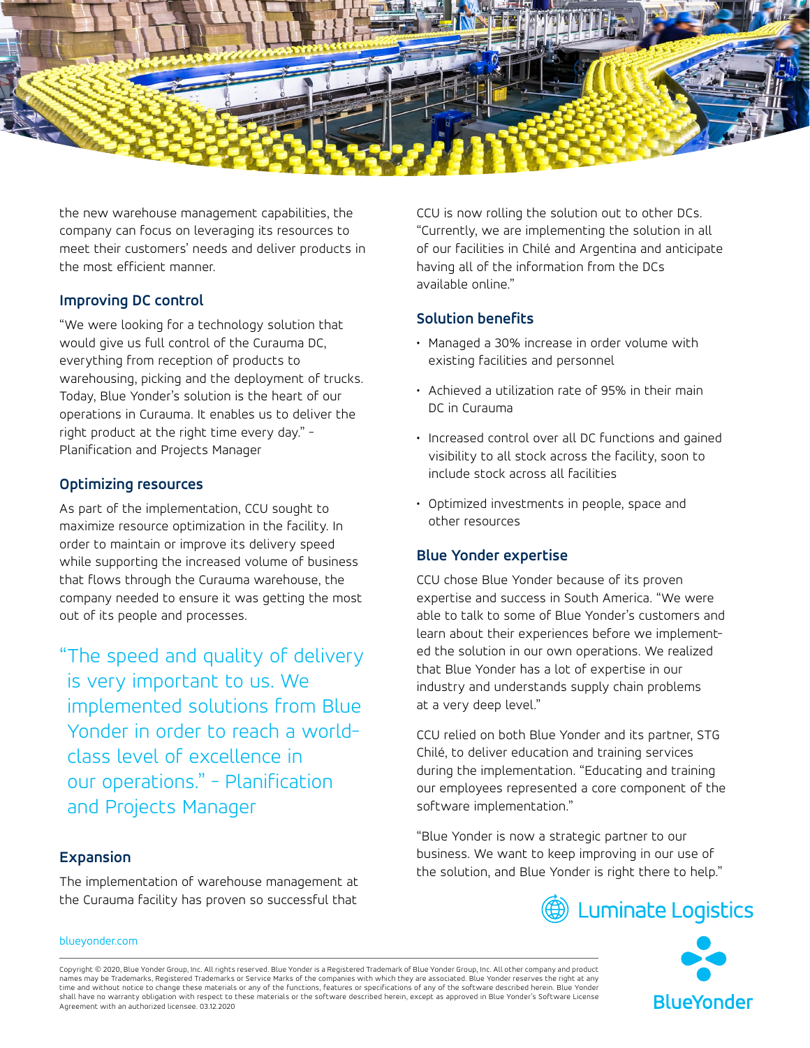the new warehouse management capabilities, the company can focus on leveraging its resources to meet their customers' needs and deliver products in the most efficient manner.

### Improving DC control

"We were looking for a technology solution that would give us full control of the Curauma DC, everything from reception of products to warehousing, picking and the deployment of trucks. Today, Blue Yonder's solution is the heart of our operations in Curauma. It enables us to deliver the right product at the right time every day." - Planification and Projects Manager

### Optimizing resources

As part of the implementation, CCU sought to maximize resource optimization in the facility. In order to maintain or improve its delivery speed while supporting the increased volume of business that flows through the Curauma warehouse, the company needed to ensure it was getting the most out of its people and processes.

> "The speed and quality of delivery is very important to us. We implemented solutions from Blue Yonder in order to reach a world-class level of excellence in our operations." - Planification and Projects Manager

### Expansion

The implementation of warehouse management at the Curauma facility has proven so successful that CCU is now rolling the solution out to other DCs. "Currently, we are implementing the solution in all of our facilities in Chilé and Argentina and anticipate having all of the information from the DCs available online."

### Solution benefits

- Managed a 30% increase in order volume with existing facilities and personnel
- Achieved a utilization rate of 95% in their main DC in Curauma
- Increased control over all DC functions and gained visibility to all stock across the facility, soon to include stock across all facilities
- Optimized investments in people, space and other resources

### Blue Yonder expertise

CCU chose Blue Yonder because of its proven expertise and success in South America. "We were able to talk to some of Blue Yonder's customers and learn about their experiences before we implemented the solution in our own operations. We realized that Blue Yonder has a lot of expertise in our industry and understands supply chain problems at a very deep level."

CCU relied on both Blue Yonder and its partner, STG Chilé, to deliver education and training services during the implementation. "Educating and training our employees represented a core component of the software implementation."

"Blue Yonder is now a strategic partner to our business. We want to keep improving in our use of the solution, and Blue Yonder is right there to help."

Luminate Logistics

blueyonder.com

BlueYonder

Copyright © 2020, Blue Yonder Group, Inc. All rights reserved. Blue Yonder is a Registered Trademark of Blue Yonder Group, Inc. All other company and product names may be Trademarks, Registered Trademarks or Service Marks of the companies with which they are associated. Blue Yonder reserves the right at any time and without notice to change these materials or any of the functions, features or specifications of any of the software described herein. Blue Yonder shall have no warranty obligation with respect to these materials or the software described herein, except as approved in Blue Yonder's Software License Agreement with an authorized licensee. 03.12.2020